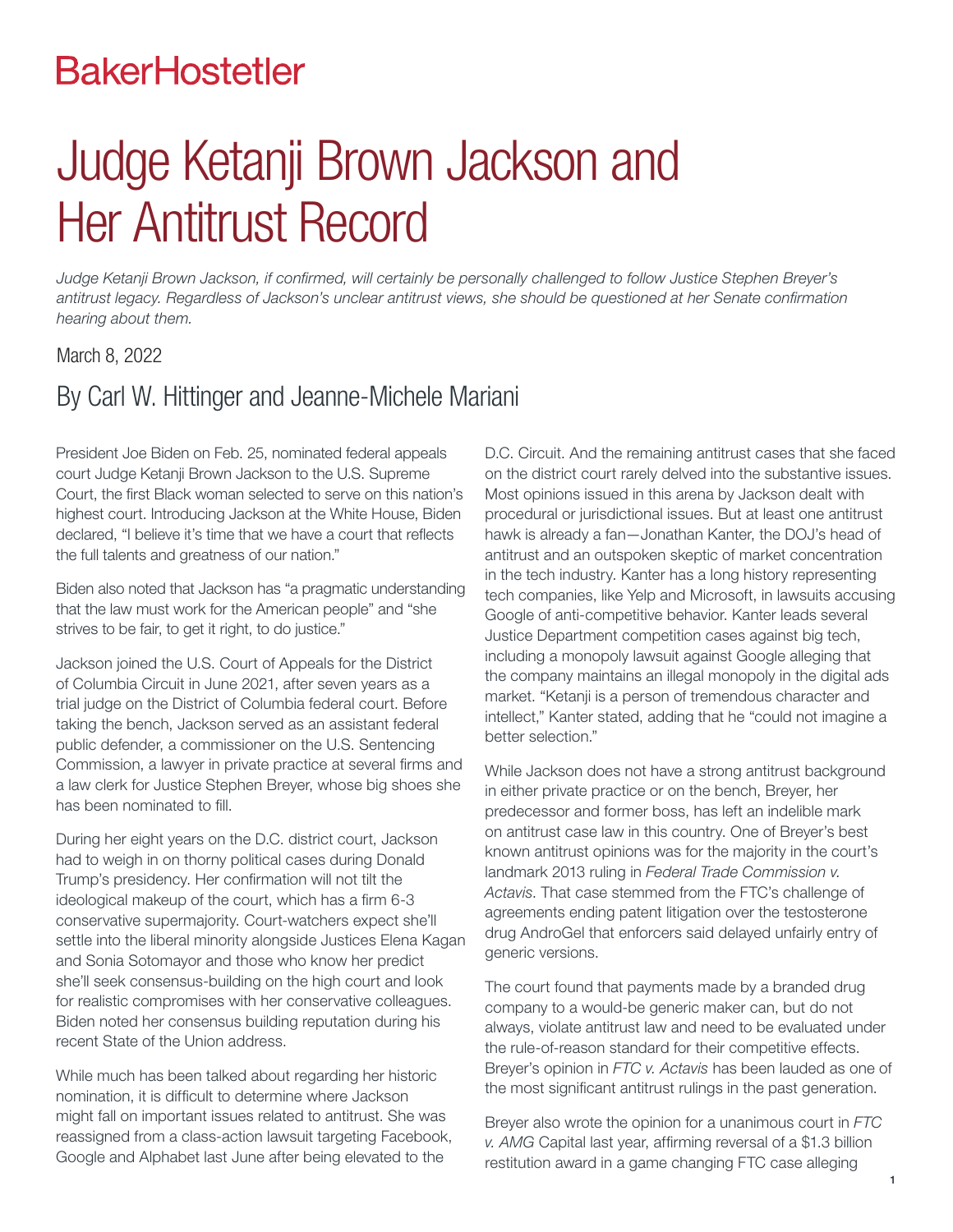BakerHostetler

# Judge Ketanji Brown Jackson and Her Antitrust Record

*Judge Ketanji Brown Jackson, if confirmed, will certainly be personally challenged to follow Justice Stephen Breyer's antitrust legacy. Regardless of Jackson's unclear antitrust views, she should be questioned at her Senate confirmation hearing about them.*

March 8, 2022

## By Carl W. Hittinger and Jeanne-Michele Mariani

President Joe Biden on Feb. 25, nominated federal appeals court Judge Ketanji Brown Jackson to the U.S. Supreme Court, the first Black woman selected to serve on this nation's highest court. Introducing Jackson at the White House, Biden declared, "I believe it's time that we have a court that reflects the full talents and greatness of our nation."

Biden also noted that Jackson has "a pragmatic understanding that the law must work for the American people" and "she strives to be fair, to get it right, to do justice."

Jackson joined the U.S. Court of Appeals for the District of Columbia Circuit in June 2021, after seven years as a trial judge on the District of Columbia federal court. Before taking the bench, Jackson served as an assistant federal public defender, a commissioner on the U.S. Sentencing Commission, a lawyer in private practice at several firms and a law clerk for Justice Stephen Breyer, whose big shoes she has been nominated to fill.

During her eight years on the D.C. district court, Jackson had to weigh in on thorny political cases during Donald Trump's presidency. Her confirmation will not tilt the ideological makeup of the court, which has a firm 6-3 conservative supermajority. Court-watchers expect she'll settle into the liberal minority alongside Justices Elena Kagan and Sonia Sotomayor and those who know her predict she'll seek consensus-building on the high court and look for realistic compromises with her conservative colleagues. Biden noted her consensus building reputation during his recent State of the Union address.

While much has been talked about regarding her historic nomination, it is difficult to determine where Jackson might fall on important issues related to antitrust. She was reassigned from a class-action lawsuit targeting Facebook, Google and Alphabet last June after being elevated to the D.C. Circuit. And the remaining antitrust cases that she faced on the district court rarely delved into the substantive issues. Most opinions issued in this arena by Jackson dealt with procedural or jurisdictional issues. But at least one antitrust hawk is already a fan—Jonathan Kanter, the DOJ's head of antitrust and an outspoken skeptic of market concentration in the tech industry. Kanter has a long history representing tech companies, like Yelp and Microsoft, in lawsuits accusing Google of anti-competitive behavior. Kanter leads several Justice Department competition cases against big tech, including a monopoly lawsuit against Google alleging that the company maintains an illegal monopoly in the digital ads market. "Ketanji is a person of tremendous character and intellect," Kanter stated, adding that he "could not imagine a better selection."

While Jackson does not have a strong antitrust background in either private practice or on the bench, Breyer, her predecessor and former boss, has left an indelible mark on antitrust case law in this country. One of Breyer's best known antitrust opinions was for the majority in the court's landmark 2013 ruling in *Federal Trade Commission v. Actavis*. That case stemmed from the FTC's challenge of agreements ending patent litigation over the testosterone drug AndroGel that enforcers said delayed unfairly entry of generic versions.

The court found that payments made by a branded drug company to a would-be generic maker can, but do not always, violate antitrust law and need to be evaluated under the rule-of-reason standard for their competitive effects. Breyer's opinion in *FTC v. Actavis* has been lauded as one of the most significant antitrust rulings in the past generation.

Breyer also wrote the opinion for a unanimous court in *FTC v. AMG* Capital last year, affirming reversal of a $1.3 billion restitution award in a game changing FTC case alleging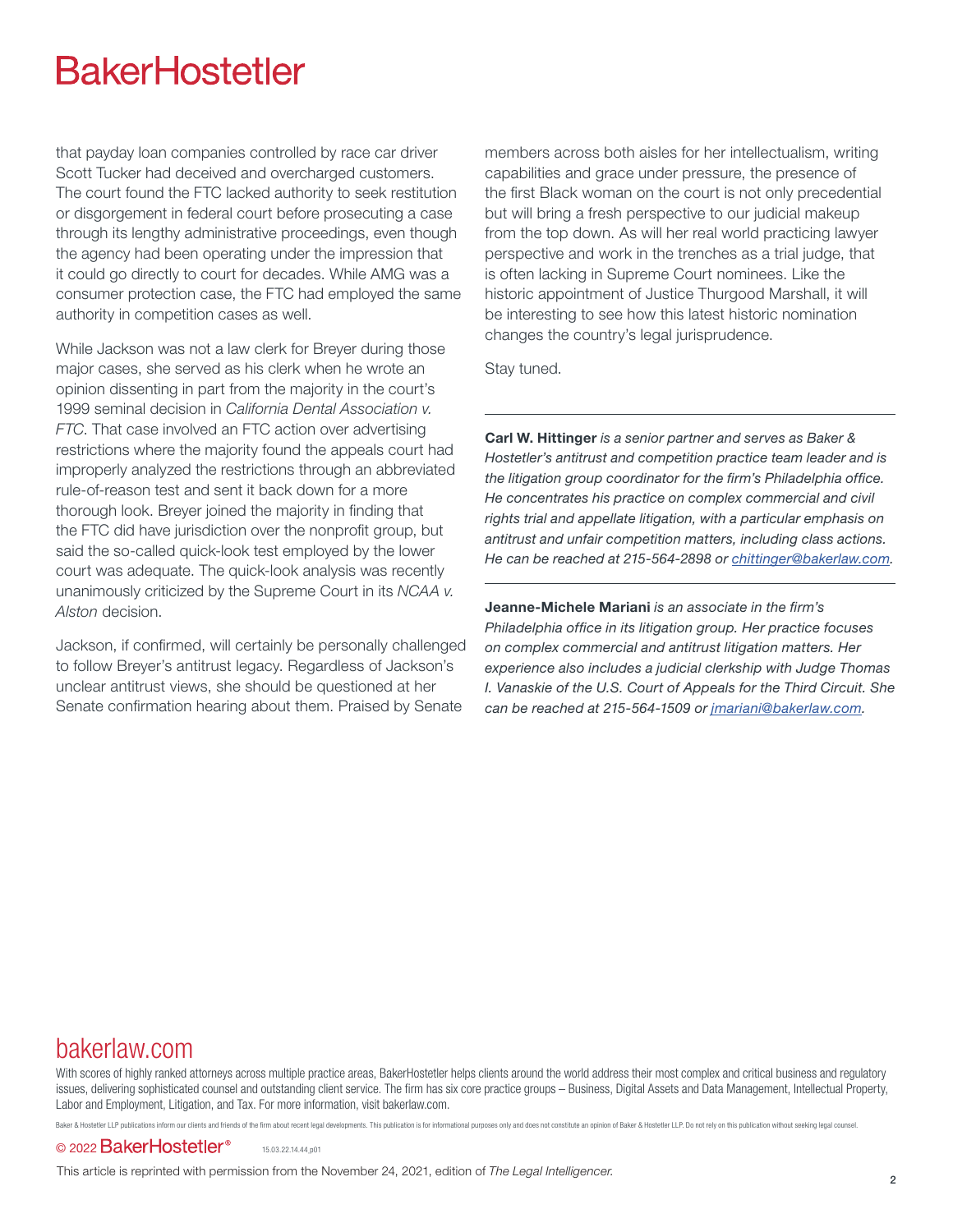that payday loan companies controlled by race car driver Scott Tucker had deceived and overcharged customers. The court found the FTC lacked authority to seek restitution or disgorgement in federal court before prosecuting a case through its lengthy administrative proceedings, even though the agency had been operating under the impression that it could go directly to court for decades. While AMG was a consumer protection case, the FTC had employed the same authority in competition cases as well.

While Jackson was not a law clerk for Breyer during those major cases, she served as his clerk when he wrote an opinion dissenting in part from the majority in the court's 1999 seminal decision in *California Dental Association v. FTC*. That case involved an FTC action over advertising restrictions where the majority found the appeals court had improperly analyzed the restrictions through an abbreviated rule-of-reason test and sent it back down for a more thorough look. Breyer joined the majority in finding that the FTC did have jurisdiction over the nonprofit group, but said the so-called quick-look test employed by the lower court was adequate. The quick-look analysis was recently unanimously criticized by the Supreme Court in its *NCAA v. Alston* decision.

Jackson, if confirmed, will certainly be personally challenged to follow Breyer's antitrust legacy. Regardless of Jackson's unclear antitrust views, she should be questioned at her Senate confirmation hearing about them. Praised by Senate members across both aisles for her intellectualism, writing capabilities and grace under pressure, the presence of the first Black woman on the court is not only precedential but will bring a fresh perspective to our judicial makeup from the top down. As will her real world practicing lawyer perspective and work in the trenches as a trial judge, that is often lacking in Supreme Court nominees. Like the historic appointment of Justice Thurgood Marshall, it will be interesting to see how this latest historic nomination changes the country's legal jurisprudence.

Stay tuned.

---

**Carl W. Hittinger** *is a senior partner and serves as Baker & Hostetler's antitrust and competition practice team leader and is the litigation group coordinator for the firm's Philadelphia office. He concentrates his practice on complex commercial and civil rights trial and appellate litigation, with a particular emphasis on antitrust and unfair competition matters, including class actions. He can be reached at 215-564-2898 or chittinger@bakerlaw.com.*

---

**Jeanne-Michele Mariani** *is an associate in the firm's Philadelphia office in its litigation group. Her practice focuses on complex commercial and antitrust litigation matters. Her experience also includes a judicial clerkship with Judge Thomas I. Vanaskie of the U.S. Court of Appeals for the Third Circuit. She can be reached at 215-564-1509 or jmariani@bakerlaw.com.*

bakerlaw.com

With scores of highly ranked attorneys across multiple practice areas, BakerHostetler helps clients around the world address their most complex and critical business and regulatory issues, delivering sophisticated counsel and outstanding client service. The firm has six core practice groups – Business, Digital Assets and Data Management, Intellectual Property, Labor and Employment, Litigation, and Tax. For more information, visit bakerlaw.com.

Baker & Hostetler LLP publications inform our clients and friends of the firm about recent legal developments. This publication is for informational purposes only and does not constitute an opinion of Baker & Hostetler LLP. Do not rely on this publication without seeking legal counsel.

© 2022 BakerHostetler® 15.03.22.14.44_p01

This article is reprinted with permission from the November 24, 2021, edition of *The Legal Intelligencer.*